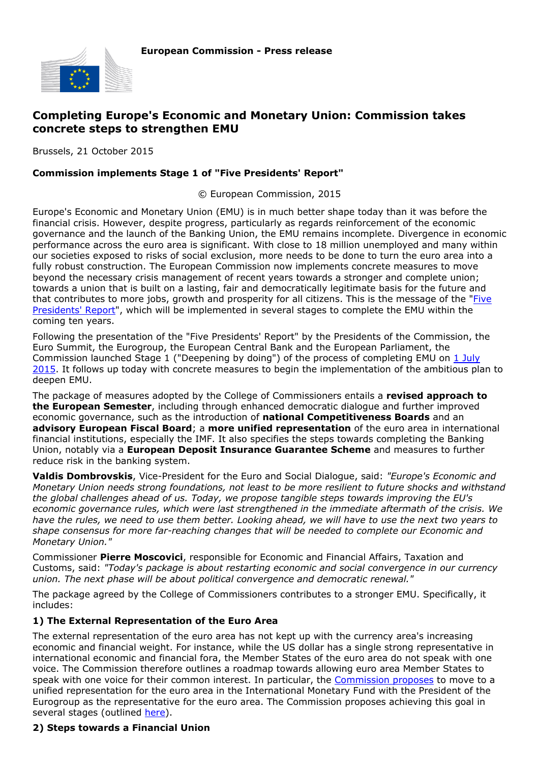**European Commission - Press release**

# Completing Europe's Economic and Monetary Union: Commission takes concrete steps to strengthen EMU

Brussels, 21 October 2015

**Commission implements Stage 1 of "Five Presidents' Report"**

© European Commission, 2015

Europe's Economic and Monetary Union (EMU) is in much better shape today than it was before the financial crisis. However, despite progress, particularly as regards reinforcement of the economic governance and the launch of the Banking Union, the EMU remains incomplete. Divergence in economic performance across the euro area is significant. With close to 18 million unemployed and many within our societies exposed to risks of social exclusion, more needs to be done to turn the euro area into a fully robust construction. The European Commission now implements concrete measures to move beyond the necessary crisis management of recent years towards a stronger and complete union; towards a union that is built on a lasting, fair and democratically legitimate basis for the future and that contributes to more jobs, growth and prosperity for all citizens. This is the message of the "Five Presidents' Report", which will be implemented in several stages to complete the EMU within the coming ten years.

Following the presentation of the "Five Presidents' Report" by the Presidents of the Commission, the Euro Summit, the Eurogroup, the European Central Bank and the European Parliament, the Commission launched Stage 1 ("Deepening by doing") of the process of completing EMU on 1 July 2015. It follows up today with concrete measures to begin the implementation of the ambitious plan to deepen EMU.

The package of measures adopted by the College of Commissioners entails a **revised approach to the European Semester**, including through enhanced democratic dialogue and further improved economic governance, such as the introduction of **national Competitiveness Boards** and an **advisory European Fiscal Board**; a **more unified representation** of the euro area in international financial institutions, especially the IMF. It also specifies the steps towards completing the Banking Union, notably via a **European Deposit Insurance Guarantee Scheme** and measures to further reduce risk in the banking system.

**Valdis Dombrovskis**, Vice-President for the Euro and Social Dialogue, said: *"Europe's Economic and Monetary Union needs strong foundations, not least to be more resilient to future shocks and withstand the global challenges ahead of us. Today, we propose tangible steps towards improving the EU's economic governance rules, which were last strengthened in the immediate aftermath of the crisis. We have the rules, we need to use them better. Looking ahead, we will have to use the next two years to shape consensus for more far-reaching changes that will be needed to complete our Economic and Monetary Union."*

Commissioner **Pierre Moscovici**, responsible for Economic and Financial Affairs, Taxation and Customs, said: *"Today's package is about restarting economic and social convergence in our currency union. The next phase will be about political convergence and democratic renewal."*

The package agreed by the College of Commissioners contributes to a stronger EMU. Specifically, it includes:

### 1) The External Representation of the Euro Area

The external representation of the euro area has not kept up with the currency area's increasing economic and financial weight. For instance, while the US dollar has a single strong representative in international economic and financial fora, the Member States of the euro area do not speak with one voice. The Commission therefore outlines a roadmap towards allowing euro area Member States to speak with one voice for their common interest. In particular, the Commission proposes to move to a unified representation for the euro area in the International Monetary Fund with the President of the Eurogroup as the representative for the euro area. The Commission proposes achieving this goal in several stages (outlined here).

### 2) Steps towards a Financial Union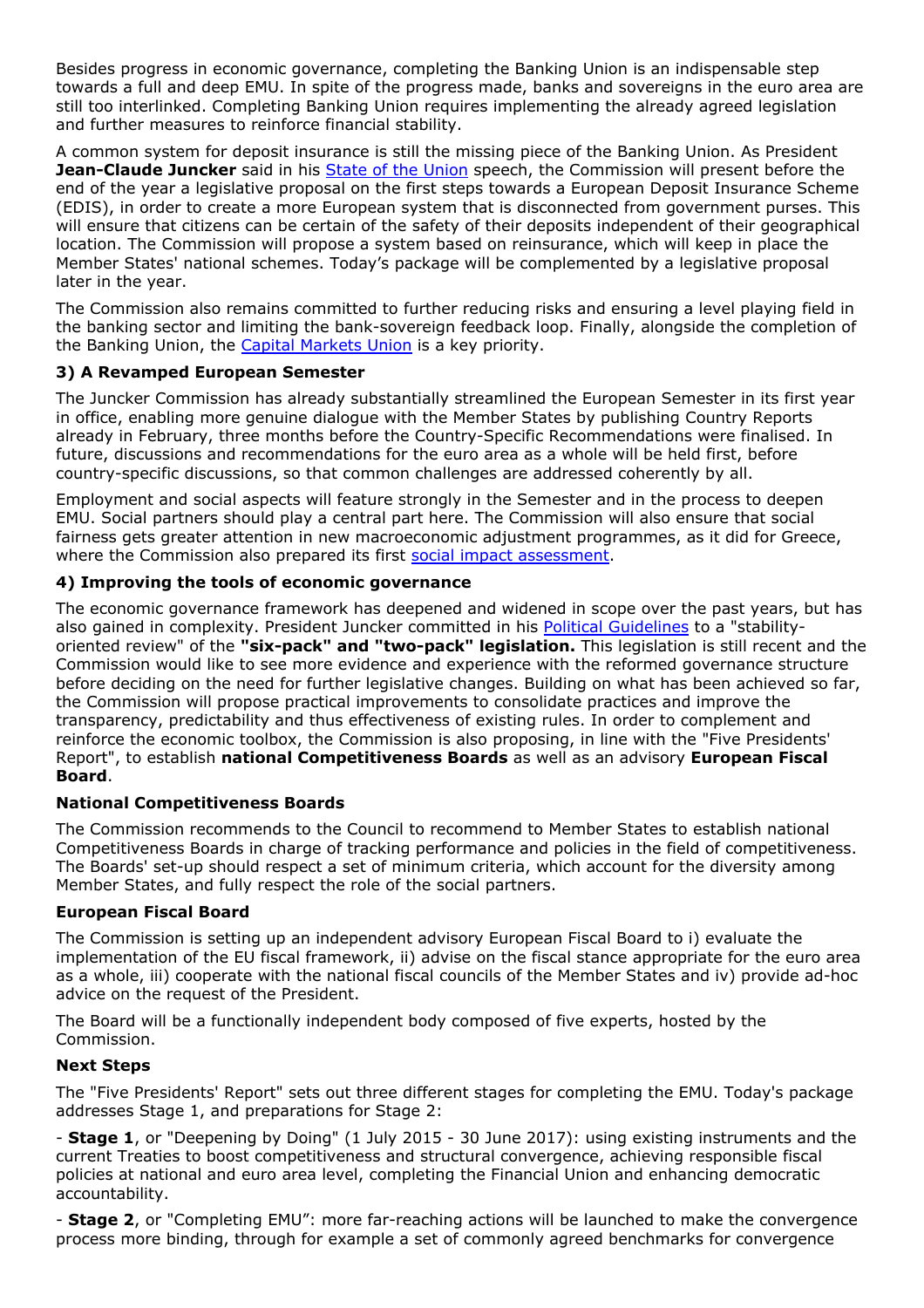Besides progress in economic governance, completing the Banking Union is an indispensable step towards a full and deep EMU. In spite of the progress made, banks and sovereigns in the euro area are still too interlinked. Completing Banking Union requires implementing the already agreed legislation and further measures to reinforce financial stability.

A common system for deposit insurance is still the missing piece of the Banking Union. As President **Jean-Claude Juncker** said in his State of the Union speech, the Commission will present before the end of the year a legislative proposal on the first steps towards a European Deposit Insurance Scheme (EDIS), in order to create a more European system that is disconnected from government purses. This will ensure that citizens can be certain of the safety of their deposits independent of their geographical location. The Commission will propose a system based on reinsurance, which will keep in place the Member States' national schemes. Today's package will be complemented by a legislative proposal later in the year.

The Commission also remains committed to further reducing risks and ensuring a level playing field in the banking sector and limiting the bank-sovereign feedback loop. Finally, alongside the completion of the Banking Union, the Capital Markets Union is a key priority.

### 3) A Revamped European Semester

The Juncker Commission has already substantially streamlined the European Semester in its first year in office, enabling more genuine dialogue with the Member States by publishing Country Reports already in February, three months before the Country-Specific Recommendations were finalised. In future, discussions and recommendations for the euro area as a whole will be held first, before country-specific discussions, so that common challenges are addressed coherently by all.

Employment and social aspects will feature strongly in the Semester and in the process to deepen EMU. Social partners should play a central part here. The Commission will also ensure that social fairness gets greater attention in new macroeconomic adjustment programmes, as it did for Greece, where the Commission also prepared its first social impact assessment.

### 4) Improving the tools of economic governance

The economic governance framework has deepened and widened in scope over the past years, but has also gained in complexity. President Juncker committed in his Political Guidelines to a "stability-oriented review" of the **"six-pack" and "two-pack" legislation.** This legislation is still recent and the Commission would like to see more evidence and experience with the reformed governance structure before deciding on the need for further legislative changes. Building on what has been achieved so far, the Commission will propose practical improvements to consolidate practices and improve the transparency, predictability and thus effectiveness of existing rules. In order to complement and reinforce the economic toolbox, the Commission is also proposing, in line with the "Five Presidents' Report", to establish **national Competitiveness Boards** as well as an advisory **European Fiscal Board**.

#### National Competitiveness Boards

The Commission recommends to the Council to recommend to Member States to establish national Competitiveness Boards in charge of tracking performance and policies in the field of competitiveness. The Boards' set-up should respect a set of minimum criteria, which account for the diversity among Member States, and fully respect the role of the social partners.

#### European Fiscal Board

The Commission is setting up an independent advisory European Fiscal Board to i) evaluate the implementation of the EU fiscal framework, ii) advise on the fiscal stance appropriate for the euro area as a whole, iii) cooperate with the national fiscal councils of the Member States and iv) provide ad-hoc advice on the request of the President.

The Board will be a functionally independent body composed of five experts, hosted by the Commission.

#### Next Steps

The "Five Presidents' Report" sets out three different stages for completing the EMU. Today's package addresses Stage 1, and preparations for Stage 2:

- **Stage 1**, or "Deepening by Doing" (1 July 2015 - 30 June 2017): using existing instruments and the current Treaties to boost competitiveness and structural convergence, achieving responsible fiscal policies at national and euro area level, completing the Financial Union and enhancing democratic accountability.

- **Stage 2**, or "Completing EMU": more far-reaching actions will be launched to make the convergence process more binding, through for example a set of commonly agreed benchmarks for convergence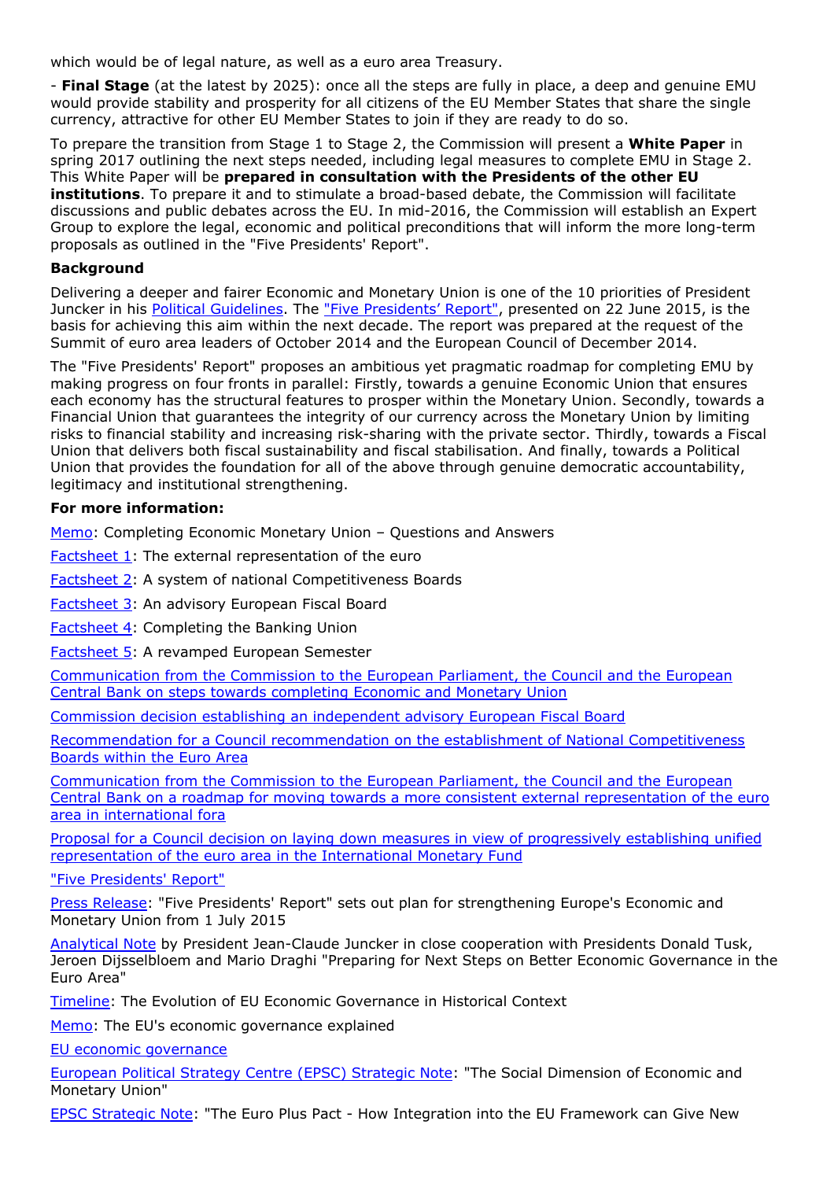which would be of legal nature, as well as a euro area Treasury.

- **Final Stage** (at the latest by 2025): once all the steps are fully in place, a deep and genuine EMU would provide stability and prosperity for all citizens of the EU Member States that share the single currency, attractive for other EU Member States to join if they are ready to do so.

To prepare the transition from Stage 1 to Stage 2, the Commission will present a **White Paper** in spring 2017 outlining the next steps needed, including legal measures to complete EMU in Stage 2. This White Paper will be **prepared in consultation with the Presidents of the other EU institutions**. To prepare it and to stimulate a broad-based debate, the Commission will facilitate discussions and public debates across the EU. In mid-2016, the Commission will establish an Expert Group to explore the legal, economic and political preconditions that will inform the more long-term proposals as outlined in the "Five Presidents' Report".

**Background**

Delivering a deeper and fairer Economic and Monetary Union is one of the 10 priorities of President Juncker in his Political Guidelines. The "Five Presidents' Report", presented on 22 June 2015, is the basis for achieving this aim within the next decade. The report was prepared at the request of the Summit of euro area leaders of October 2014 and the European Council of December 2014.

The "Five Presidents' Report" proposes an ambitious yet pragmatic roadmap for completing EMU by making progress on four fronts in parallel: Firstly, towards a genuine Economic Union that ensures each economy has the structural features to prosper within the Monetary Union. Secondly, towards a Financial Union that guarantees the integrity of our currency across the Monetary Union by limiting risks to financial stability and increasing risk-sharing with the private sector. Thirdly, towards a Fiscal Union that delivers both fiscal sustainability and fiscal stabilisation. And finally, towards a Political Union that provides the foundation for all of the above through genuine democratic accountability, legitimacy and institutional strengthening.

**For more information:**

Memo: Completing Economic Monetary Union – Questions and Answers

Factsheet 1: The external representation of the euro

Factsheet 2: A system of national Competitiveness Boards

Factsheet 3: An advisory European Fiscal Board

Factsheet 4: Completing the Banking Union

Factsheet 5: A revamped European Semester

Communication from the Commission to the European Parliament, the Council and the European Central Bank on steps towards completing Economic and Monetary Union

Commission decision establishing an independent advisory European Fiscal Board

Recommendation for a Council recommendation on the establishment of National Competitiveness Boards within the Euro Area

Communication from the Commission to the European Parliament, the Council and the European Central Bank on a roadmap for moving towards a more consistent external representation of the euro area in international fora

Proposal for a Council decision on laying down measures in view of progressively establishing unified representation of the euro area in the International Monetary Fund

"Five Presidents' Report"

Press Release: "Five Presidents' Report" sets out plan for strengthening Europe's Economic and Monetary Union from 1 July 2015

Analytical Note by President Jean-Claude Juncker in close cooperation with Presidents Donald Tusk, Jeroen Dijsselbloem and Mario Draghi "Preparing for Next Steps on Better Economic Governance in the Euro Area"

Timeline: The Evolution of EU Economic Governance in Historical Context

Memo: The EU's economic governance explained

EU economic governance

European Political Strategy Centre (EPSC) Strategic Note: "The Social Dimension of Economic and Monetary Union"

EPSC Strategic Note: "The Euro Plus Pact - How Integration into the EU Framework can Give New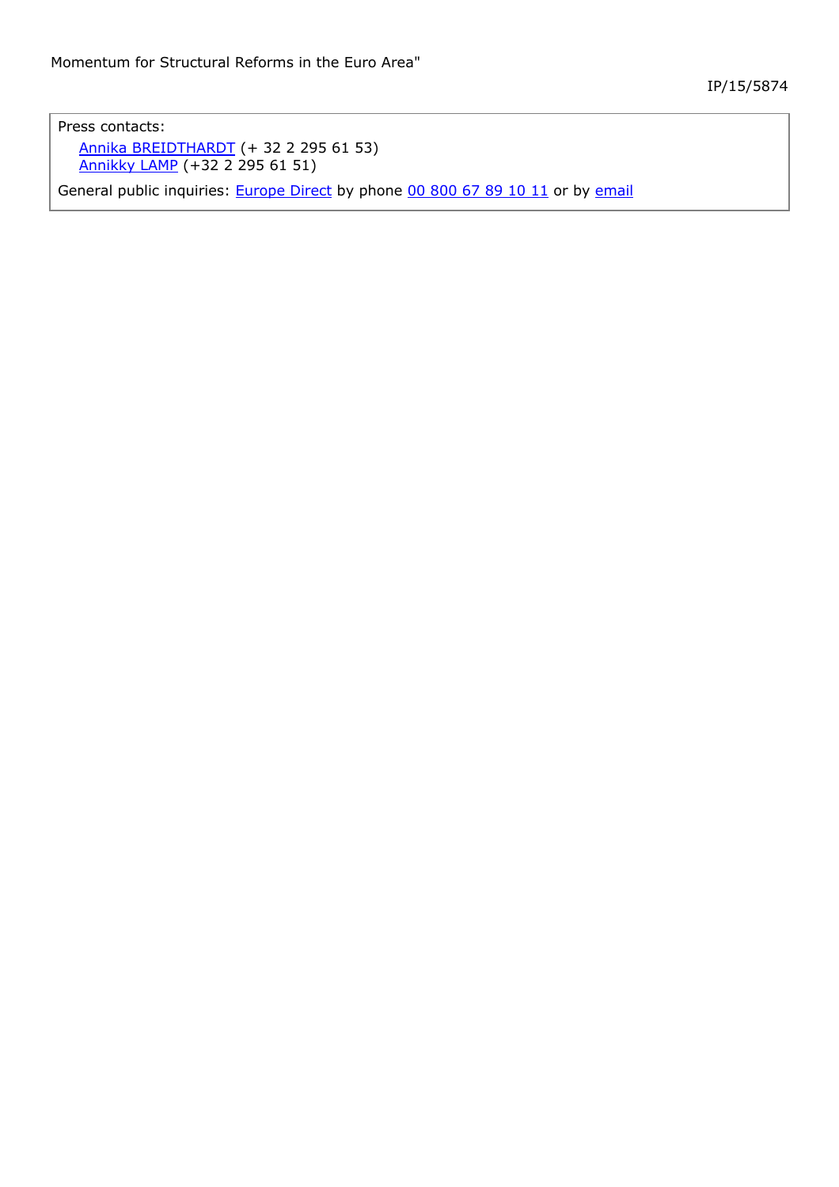Momentum for Structural Reforms in the Euro Area"

IP/15/5874

Press contacts:

- Annika BREIDTHARDT (+ 32 2 295 61 53)
- Annikky LAMP (+32 2 295 61 51)

General public inquiries: Europe Direct by phone 00 800 67 89 10 11 or by email